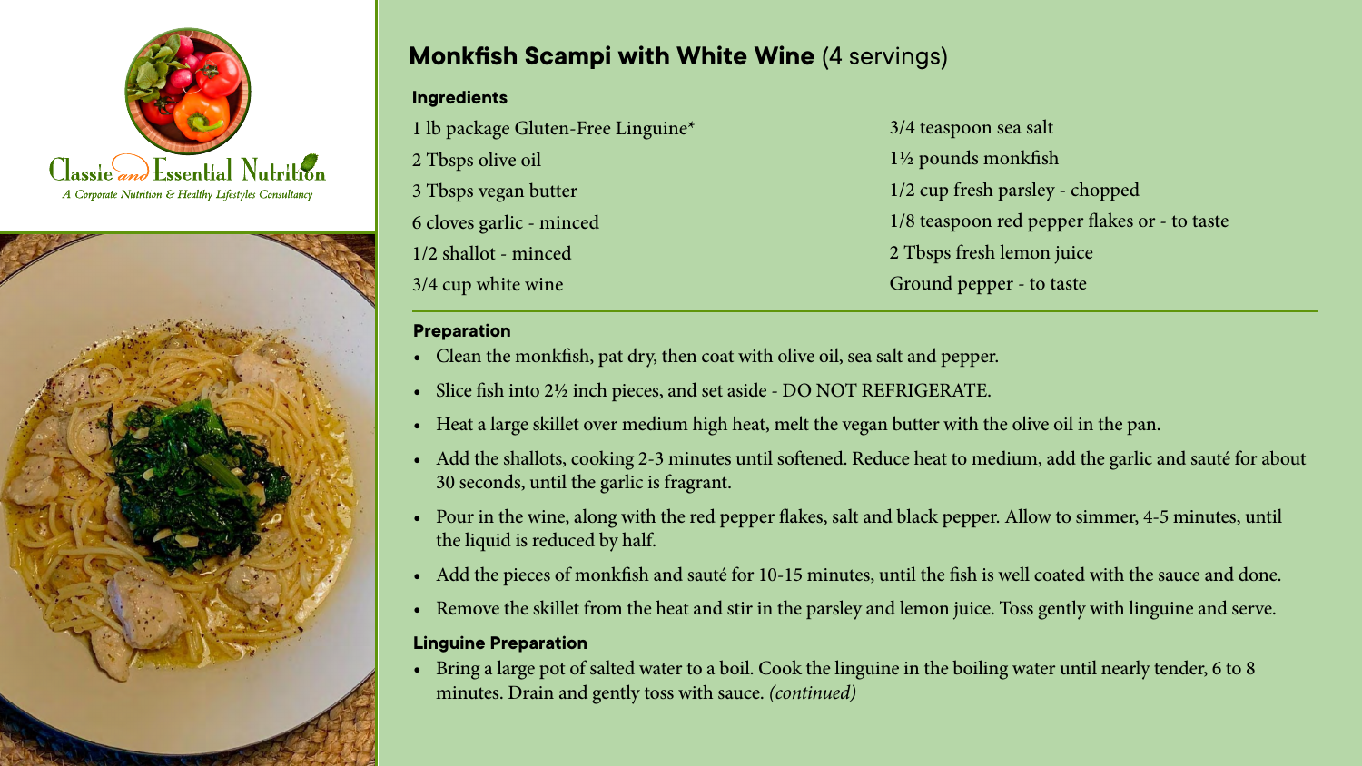Classie and Essential Nutrition

*A Corporate Nutrition & Healthy Lifestyles Consultancy*

# Monkfish Scampi with White Wine (4 servings)

### Ingredients

- 1 lb package Gluten-Free Linguine*
- 2 Tbsps olive oil
- 3 Tbsps vegan butter
- 6 cloves garlic - minced
- 1/2 shallot - minced
- 3/4 cup white wine
- 3/4 teaspoon sea salt
- 1½ pounds monkfish
- 1/2 cup fresh parsley - chopped
- 1/8 teaspoon red pepper flakes or - to taste
- 2 Tbsps fresh lemon juice
- Ground pepper - to taste

### Preparation

- Clean the monkfish, pat dry, then coat with olive oil, sea salt and pepper.
- Slice fish into 2½ inch pieces, and set aside - DO NOT REFRIGERATE.
- Heat a large skillet over medium high heat, melt the vegan butter with the olive oil in the pan.
- Add the shallots, cooking 2-3 minutes until softened. Reduce heat to medium, add the garlic and sauté for about 30 seconds, until the garlic is fragrant.
- Pour in the wine, along with the red pepper flakes, salt and black pepper. Allow to simmer, 4-5 minutes, until the liquid is reduced by half.
- Add the pieces of monkfish and sauté for 10-15 minutes, until the fish is well coated with the sauce and done.
- Remove the skillet from the heat and stir in the parsley and lemon juice. Toss gently with linguine and serve.

### Linguine Preparation

- Bring a large pot of salted water to a boil. Cook the linguine in the boiling water until nearly tender, 6 to 8 minutes. Drain and gently toss with sauce. *(continued)*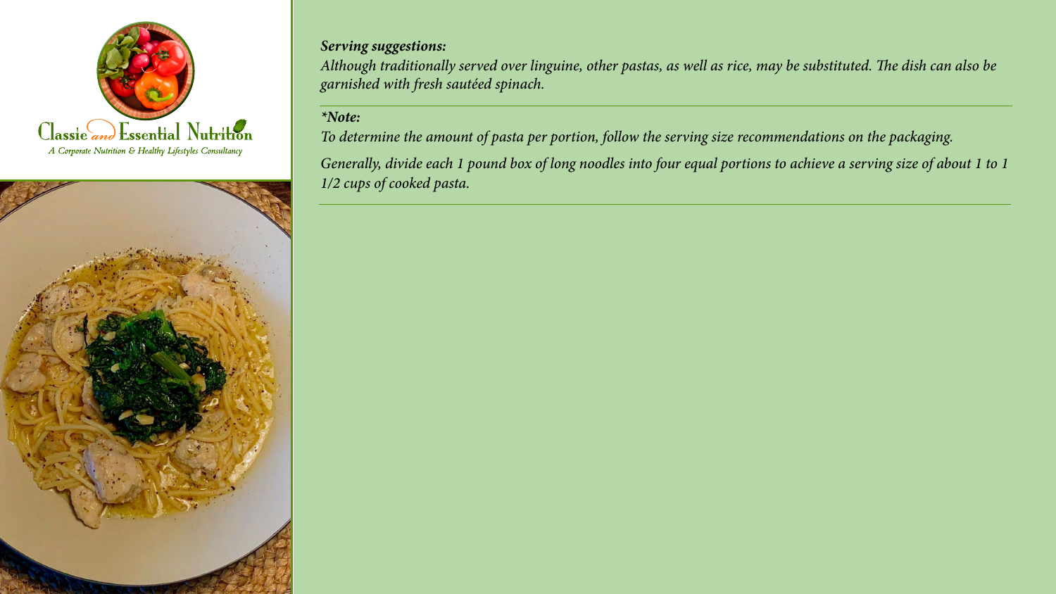Classic and Essential Nutrition
*A Corporate Nutrition & Healthy Lifestyles Consultancy*

***Serving suggestions:***

*Although traditionally served over linguine, other pastas, as well as rice, may be substituted. The dish can also be garnished with fresh sautéed spinach.*

---

***\*Note:***

*To determine the amount of pasta per portion, follow the serving size recommendations on the packaging.*

*Generally, divide each 1 pound box of long noodles into four equal portions to achieve a serving size of about 1 to 1 1/2 cups of cooked pasta.*

---